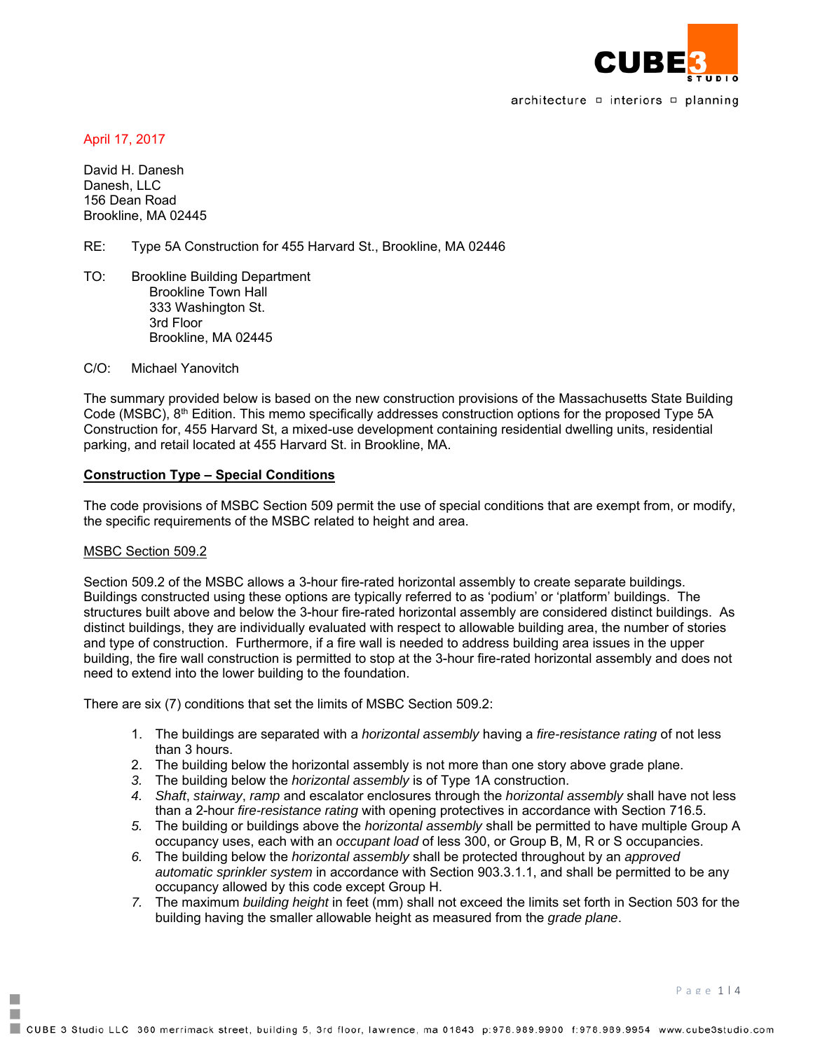CUBE3 STUDIO

architecture ▫ interiors ▫ planning

April 17, 2017

David H. Danesh
Danesh, LLC
156 Dean Road
Brookline, MA 02445

RE: Type 5A Construction for 455 Harvard St., Brookline, MA 02446

TO: Brookline Building Department
Brookline Town Hall
333 Washington St.
3rd Floor
Brookline, MA 02445

C/O: Michael Yanovitch

The summary provided below is based on the new construction provisions of the Massachusetts State Building Code (MSBC), 8th Edition. This memo specifically addresses construction options for the proposed Type 5A Construction for, 455 Harvard St, a mixed-use development containing residential dwelling units, residential parking, and retail located at 455 Harvard St. in Brookline, MA.

**Construction Type – Special Conditions**

The code provisions of MSBC Section 509 permit the use of special conditions that are exempt from, or modify, the specific requirements of the MSBC related to height and area.

MSBC Section 509.2

Section 509.2 of the MSBC allows a 3-hour fire-rated horizontal assembly to create separate buildings. Buildings constructed using these options are typically referred to as 'podium' or 'platform' buildings. The structures built above and below the 3-hour fire-rated horizontal assembly are considered distinct buildings. As distinct buildings, they are individually evaluated with respect to allowable building area, the number of stories and type of construction. Furthermore, if a fire wall is needed to address building area issues in the upper building, the fire wall construction is permitted to stop at the 3-hour fire-rated horizontal assembly and does not need to extend into the lower building to the foundation.

There are six (7) conditions that set the limits of MSBC Section 509.2:

1. The buildings are separated with a *horizontal assembly* having a *fire-resistance rating* of not less than 3 hours.
2. The building below the horizontal assembly is not more than one story above grade plane.
3. The building below the *horizontal assembly* is of Type 1A construction.
4. *Shaft*, *stairway*, *ramp* and escalator enclosures through the *horizontal assembly* shall have not less than a 2-hour *fire-resistance rating* with opening protectives in accordance with Section 716.5.
5. The building or buildings above the *horizontal assembly* shall be permitted to have multiple Group A occupancy uses, each with an *occupant load* of less 300, or Group B, M, R or S occupancies.
6. The building below the *horizontal assembly* shall be protected throughout by an *approved automatic sprinkler system* in accordance with Section 903.3.1.1, and shall be permitted to be any occupancy allowed by this code except Group H.
7. The maximum *building height* in feet (mm) shall not exceed the limits set forth in Section 503 for the building having the smaller allowable height as measured from the *grade plane*.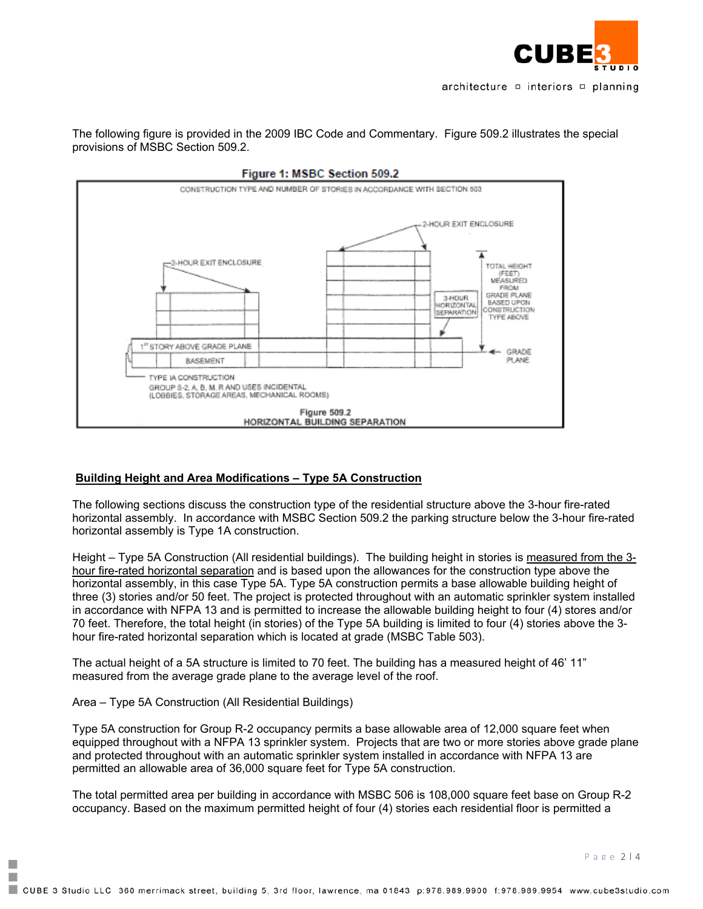The following figure is provided in the 2009 IBC Code and Commentary. Figure 509.2 illustrates the special provisions of MSBC Section 509.2.

**Figure 1: MSBC Section 509.2**

CONSTRUCTION TYPE AND NUMBER OF STORIES IN ACCORDANCE WITH SECTION 503

2-HOUR EXIT ENCLOSURE

2-HOUR EXIT ENCLOSURE

TOTAL HEIGHT (FEET) MEASURED FROM GRADE PLANE BASED UPON CONSTRUCTION TYPE ABOVE

3-HOUR HORIZONTAL SEPARATION

1ST STORY ABOVE GRADE PLANE

BASEMENT

GRADE PLANE

TYPE IA CONSTRUCTION
GROUP S-2, A, B, M, R AND USES INCIDENTAL
(LOBBIES, STORAGE AREAS, MECHANICAL ROOMS)

Figure 509.2
HORIZONTAL BUILDING SEPARATION

## Building Height and Area Modifications – Type 5A Construction

The following sections discuss the construction type of the residential structure above the 3-hour fire-rated horizontal assembly. In accordance with MSBC Section 509.2 the parking structure below the 3-hour fire-rated horizontal assembly is Type 1A construction.

Height – Type 5A Construction (All residential buildings). The building height in stories is measured from the 3-hour fire-rated horizontal separation and is based upon the allowances for the construction type above the horizontal assembly, in this case Type 5A. Type 5A construction permits a base allowable building height of three (3) stories and/or 50 feet. The project is protected throughout with an automatic sprinkler system installed in accordance with NFPA 13 and is permitted to increase the allowable building height to four (4) stores and/or 70 feet. Therefore, the total height (in stories) of the Type 5A building is limited to four (4) stories above the 3-hour fire-rated horizontal separation which is located at grade (MSBC Table 503).

The actual height of a 5A structure is limited to 70 feet. The building has a measured height of 46' 11" measured from the average grade plane to the average level of the roof.

Area – Type 5A Construction (All Residential Buildings)

Type 5A construction for Group R-2 occupancy permits a base allowable area of 12,000 square feet when equipped throughout with a NFPA 13 sprinkler system. Projects that are two or more stories above grade plane and protected throughout with an automatic sprinkler system installed in accordance with NFPA 13 are permitted an allowable area of 36,000 square feet for Type 5A construction.

The total permitted area per building in accordance with MSBC 506 is 108,000 square feet base on Group R-2 occupancy. Based on the maximum permitted height of four (4) stories each residential floor is permitted a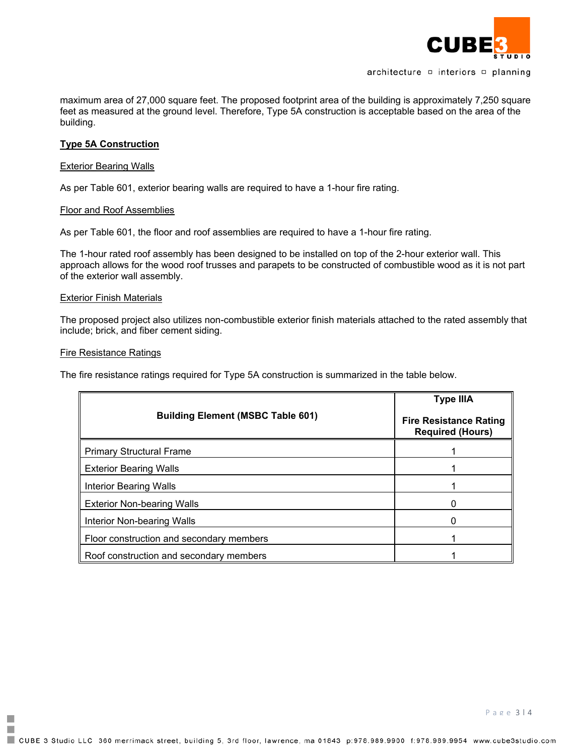maximum area of 27,000 square feet. The proposed footprint area of the building is approximately 7,250 square feet as measured at the ground level. Therefore, Type 5A construction is acceptable based on the area of the building.

## Type 5A Construction

### Exterior Bearing Walls

As per Table 601, exterior bearing walls are required to have a 1-hour fire rating.

### Floor and Roof Assemblies

As per Table 601, the floor and roof assemblies are required to have a 1-hour fire rating.

The 1-hour rated roof assembly has been designed to be installed on top of the 2-hour exterior wall. This approach allows for the wood roof trusses and parapets to be constructed of combustible wood as it is not part of the exterior wall assembly.

### Exterior Finish Materials

The proposed project also utilizes non-combustible exterior finish materials attached to the rated assembly that include; brick, and fiber cement siding.

### Fire Resistance Ratings

The fire resistance ratings required for Type 5A construction is summarized in the table below.

| Building Element (MSBC Table 601) | Type IIIA<br>Fire Resistance Rating Required (Hours) |
|---|---|
| Primary Structural Frame | 1 |
| Exterior Bearing Walls | 1 |
| Interior Bearing Walls | 1 |
| Exterior Non-bearing Walls | 0 |
| Interior Non-bearing Walls | 0 |
| Floor construction and secondary members | 1 |
| Roof construction and secondary members | 1 |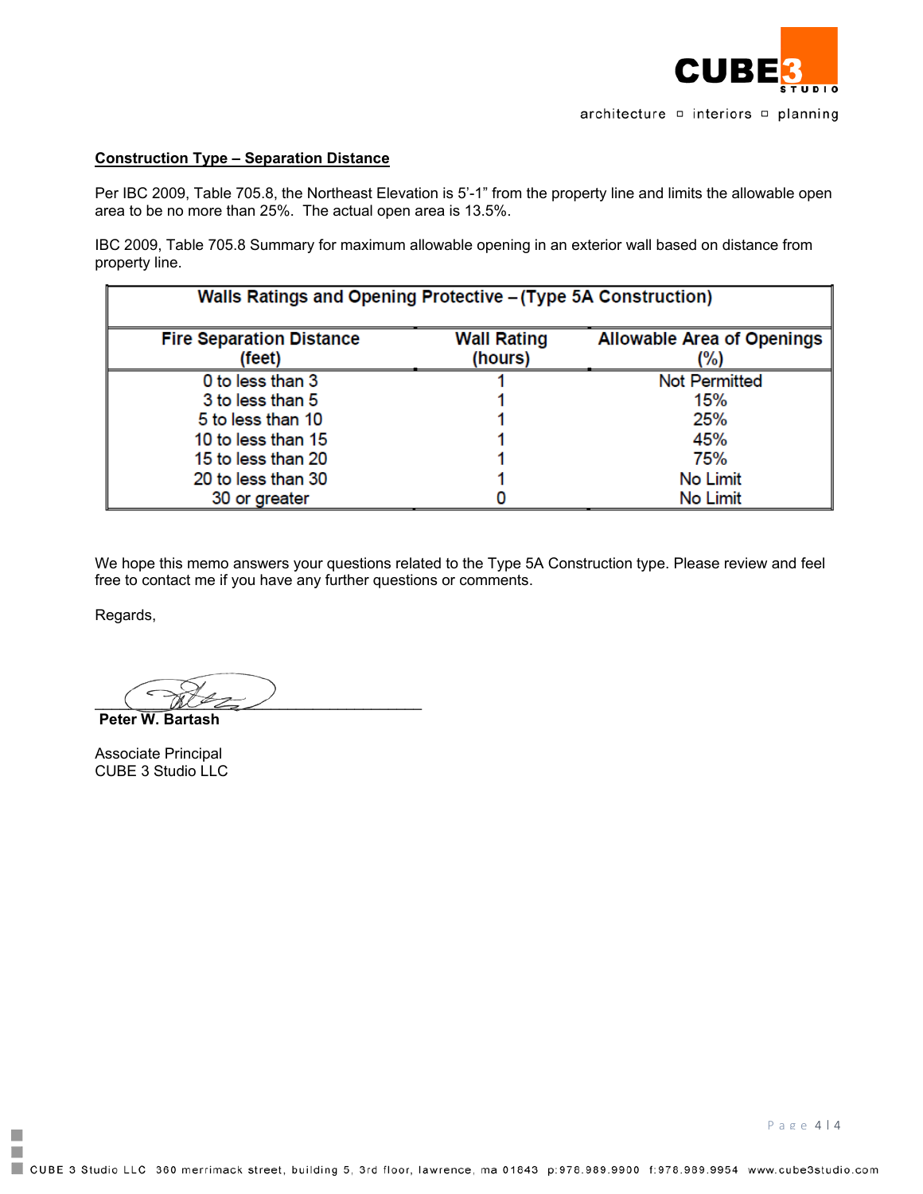**Construction Type – Separation Distance**

Per IBC 2009, Table 705.8, the Northeast Elevation is 5'-1" from the property line and limits the allowable open area to be no more than 25%. The actual open area is 13.5%.

IBC 2009, Table 705.8 Summary for maximum allowable opening in an exterior wall based on distance from property line.

| Walls Ratings and Opening Protective – (Type 5A Construction) | | |
|---|---|---|
| **Fire Separation Distance (feet)** | **Wall Rating (hours)** | **Allowable Area of Openings (%)** |
| 0 to less than 3 | 1 | Not Permitted |
| 3 to less than 5 | 1 | 15% |
| 5 to less than 10 | 1 | 25% |
| 10 to less than 15 | 1 | 45% |
| 15 to less than 20 | 1 | 75% |
| 20 to less than 30 | 1 | No Limit |
| 30 or greater | 0 | No Limit |

We hope this memo answers your questions related to the Type 5A Construction type. Please review and feel free to contact me if you have any further questions or comments.

Regards,

**Peter W. Bartash**

Associate Principal
CUBE 3 Studio LLC